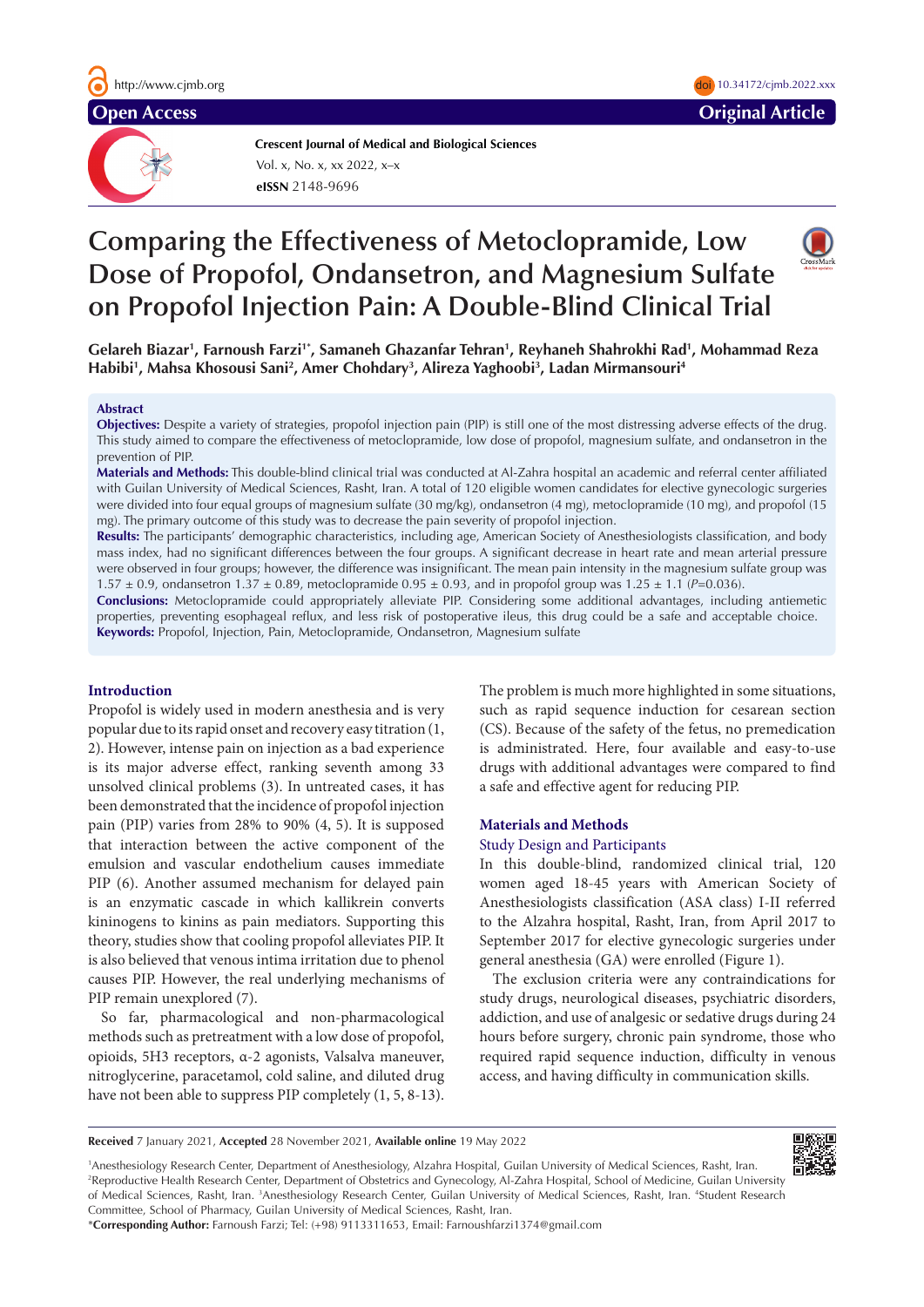Open Access

Original Article

**Crescent Journal of Medical and Biological Sciences**

# Comparing the Effectiveness of Metoclopramide, Low Dose of Propofol, Ondansetron, and Magnesium Sulfate on Propofol Injection Pain: A Double-Blind Clinical Trial

**Gelareh Biazar[1], Farnoush Farzi[1*], Samaneh Ghazanfar Tehran[1], Reyhaneh Shahrokhi Rad[1], Mohammad Reza Habibi[1], Mahsa Khosousi Sani[2], Amer Chohdary[3], Alireza Yaghoobi[3], Ladan Mirmansouri[4]**

## Abstract

**Objectives:** Despite a variety of strategies, propofol injection pain (PIP) is still one of the most distressing adverse effects of the drug. This study aimed to compare the effectiveness of metoclopramide, low dose of propofol, magnesium sulfate, and ondansetron in the prevention of PIP.

**Materials and Methods:** This double-blind clinical trial was conducted at Al-Zahra hospital an academic and referral center affiliated with Guilan University of Medical Sciences, Rasht, Iran. A total of 120 eligible women candidates for elective gynecologic surgeries were divided into four equal groups of magnesium sulfate (30 mg/kg), ondansetron (4 mg), metoclopramide (10 mg), and propofol (15 mg). The primary outcome of this study was to decrease the pain severity of propofol injection.

**Results:** The participants' demographic characteristics, including age, American Society of Anesthesiologists classification, and body mass index, had no significant differences between the four groups. A significant decrease in heart rate and mean arterial pressure were observed in four groups; however, the difference was insignificant. The mean pain intensity in the magnesium sulfate group was 1.57 ± 0.9, ondansetron 1.37 ± 0.89, metoclopramide 0.95 ± 0.93, and in propofol group was 1.25 ± 1.1 ($P$=0.036).

**Conclusions:** Metoclopramide could appropriately alleviate PIP. Considering some additional advantages, including antiemetic properties, preventing esophageal reflux, and less risk of postoperative ileus, this drug could be a safe and acceptable choice.

**Keywords:** Propofol, Injection, Pain, Metoclopramide, Ondansetron, Magnesium sulfate

## Introduction

Propofol is widely used in modern anesthesia and is very popular due to its rapid onset and recovery easy titration (1, 2). However, intense pain on injection as a bad experience is its major adverse effect, ranking seventh among 33 unsolved clinical problems (3). In untreated cases, it has been demonstrated that the incidence of propofol injection pain (PIP) varies from 28% to 90% (4, 5). It is supposed that interaction between the active component of the emulsion and vascular endothelium causes immediate PIP (6). Another assumed mechanism for delayed pain is an enzymatic cascade in which kallikrein converts kininogens to kinins as pain mediators. Supporting this theory, studies show that cooling propofol alleviates PIP. It is also believed that venous intima irritation due to phenol causes PIP. However, the real underlying mechanisms of PIP remain unexplored (7).

So far, pharmacological and non-pharmacological methods such as pretreatment with a low dose of propofol, opioids, 5H3 receptors, α-2 agonists, Valsalva maneuver, nitroglycerine, paracetamol, cold saline, and diluted drug have not been able to suppress PIP completely (1, 5, 8-13).

The problem is much more highlighted in some situations, such as rapid sequence induction for cesarean section (CS). Because of the safety of the fetus, no premedication is administrated. Here, four available and easy-to-use drugs with additional advantages were compared to find a safe and effective agent for reducing PIP.

## Materials and Methods

### Study Design and Participants

In this double-blind, randomized clinical trial, 120 women aged 18-45 years with American Society of Anesthesiologists classification (ASA class) I-II referred to the Alzahra hospital, Rasht, Iran, from April 2017 to September 2017 for elective gynecologic surgeries under general anesthesia (GA) were enrolled (Figure 1).

The exclusion criteria were any contraindications for study drugs, neurological diseases, psychiatric disorders, addiction, and use of analgesic or sedative drugs during 24 hours before surgery, chronic pain syndrome, those who required rapid sequence induction, difficulty in venous access, and having difficulty in communication skills.

**Received** 7 January 2021, **Accepted** 28 November 2021, **Available online** 19 May 2022

[1]Anesthesiology Research Center, Department of Anesthesiology, Alzahra Hospital, Guilan University of Medical Sciences, Rasht, Iran. [2]Reproductive Health Research Center, Department of Obstetrics and Gynecology, Al-Zahra Hospital, School of Medicine, Guilan University of Medical Sciences, Rasht, Iran. [3]Anesthesiology Research Center, Guilan University of Medical Sciences, Rasht, Iran. [4]Student Research Committee, School of Pharmacy, Guilan University of Medical Sciences, Rasht, Iran.

*__Corresponding Author:__ Farnoush Farzi; Tel: (+98) 9113311653, Email: Farnoushfarzi1374@gmail.com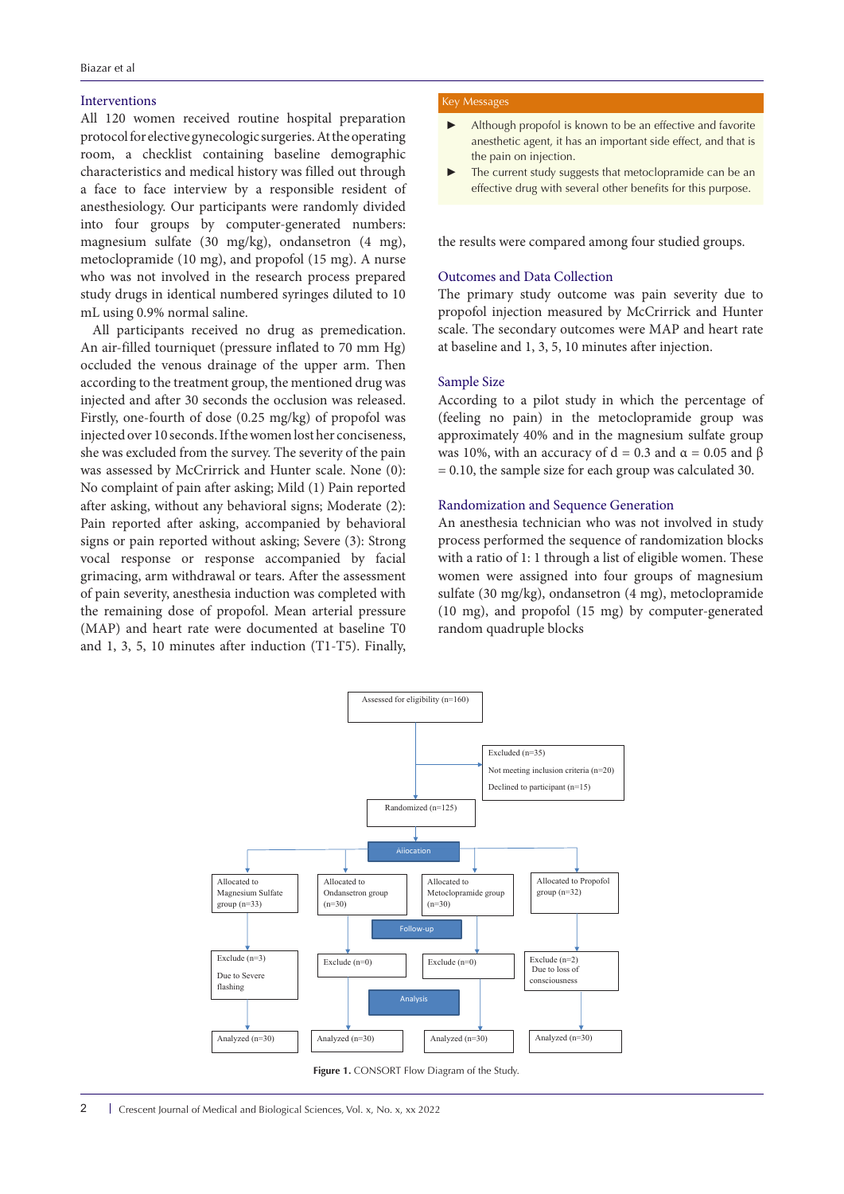## Interventions

All 120 women received routine hospital preparation protocol for elective gynecologic surgeries. At the operating room, a checklist containing baseline demographic characteristics and medical history was filled out through a face to face interview by a responsible resident of anesthesiology. Our participants were randomly divided into four groups by computer-generated numbers: magnesium sulfate (30 mg/kg), ondansetron (4 mg), metoclopramide (10 mg), and propofol (15 mg). A nurse who was not involved in the research process prepared study drugs in identical numbered syringes diluted to 10 mL using 0.9% normal saline.

All participants received no drug as premedication. An air-filled tourniquet (pressure inflated to 70 mm Hg) occluded the venous drainage of the upper arm. Then according to the treatment group, the mentioned drug was injected and after 30 seconds the occlusion was released. Firstly, one-fourth of dose (0.25 mg/kg) of propofol was injected over 10 seconds. If the women lost her conciseness, she was excluded from the survey. The severity of the pain was assessed by McCrirrick and Hunter scale. None (0): No complaint of pain after asking; Mild (1) Pain reported after asking, without any behavioral signs; Moderate (2): Pain reported after asking, accompanied by behavioral signs or pain reported without asking; Severe (3): Strong vocal response or response accompanied by facial grimacing, arm withdrawal or tears. After the assessment of pain severity, anesthesia induction was completed with the remaining dose of propofol. Mean arterial pressure (MAP) and heart rate were documented at baseline T0 and 1, 3, 5, 10 minutes after induction (T1-T5). Finally, the results were compared among four studied groups.

> **Key Messages**
>
> - Although propofol is known to be an effective and favorite anesthetic agent, it has an important side effect, and that is the pain on injection.
> - The current study suggests that metoclopramide can be an effective drug with several other benefits for this purpose.

## Outcomes and Data Collection

The primary study outcome was pain severity due to propofol injection measured by McCrirrick and Hunter scale. The secondary outcomes were MAP and heart rate at baseline and 1, 3, 5, 10 minutes after injection.

## Sample Size

According to a pilot study in which the percentage of (feeling no pain) in the metoclopramide group was approximately 40% and in the magnesium sulfate group was 10%, with an accuracy of $d = 0.3$ and $\alpha = 0.05$ and $\beta = 0.10$, the sample size for each group was calculated 30.

## Randomization and Sequence Generation

An anesthesia technician who was not involved in study process performed the sequence of randomization blocks with a ratio of 1: 1 through a list of eligible women. These women were assigned into four groups of magnesium sulfate (30 mg/kg), ondansetron (4 mg), metoclopramide (10 mg), and propofol (15 mg) by computer-generated random quadruple blocks

Assessed for eligibility (n=160)

Excluded (n=35)
Not meeting inclusion criteria (n=20)
Declined to participant (n=15)

Randomized (n=125)

Allocation

| Allocated to Magnesium Sulfate group (n=33) | Allocated to Ondansetron group (n=30) | Allocated to Metoclopramide group (n=30) | Allocated to Propofol group (n=32) |
|---|---|---|---|
| Follow-up | | | |
| Exclude (n=3) Due to Severe flashing | Exclude (n=0) | Exclude (n=0) | Exclude (n=2) Due to loss of consciousness |
| Analysis | | | |
| Analyzed (n=30) | Analyzed (n=30) | Analyzed (n=30) | Analyzed (n=30) |

**Figure 1.** CONSORT Flow Diagram of the Study.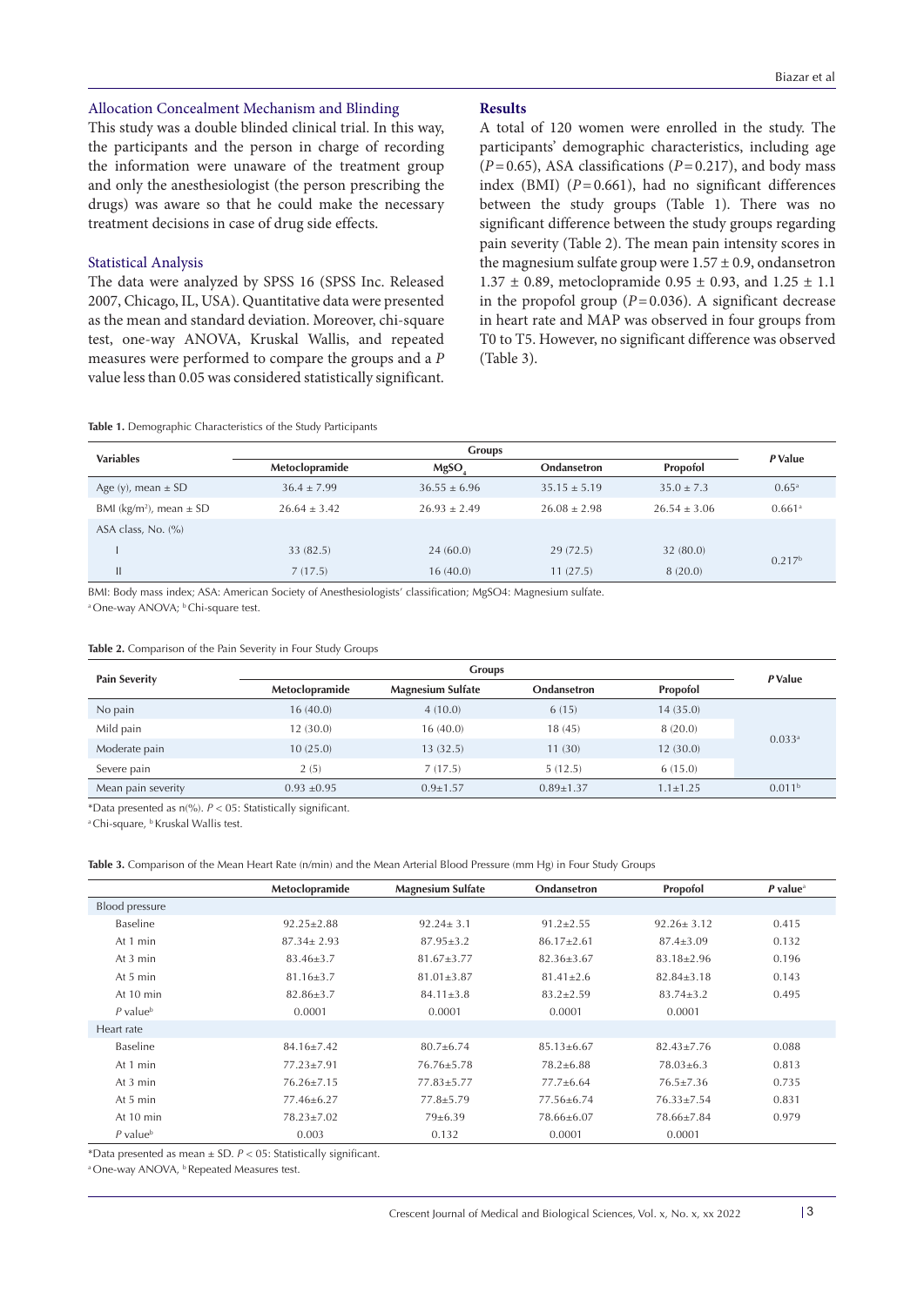### Allocation Concealment Mechanism and Blinding

This study was a double blinded clinical trial. In this way, the participants and the person in charge of recording the information were unaware of the treatment group and only the anesthesiologist (the person prescribing the drugs) was aware so that he could make the necessary treatment decisions in case of drug side effects.

### Statistical Analysis

The data were analyzed by SPSS 16 (SPSS Inc. Released 2007, Chicago, IL, USA). Quantitative data were presented as the mean and standard deviation. Moreover, chi-square test, one-way ANOVA, Kruskal Wallis, and repeated measures were performed to compare the groups and a *P* value less than 0.05 was considered statistically significant.

## Results

A total of 120 women were enrolled in the study. The participants' demographic characteristics, including age ($P = 0.65$), ASA classifications ($P = 0.217$), and body mass index (BMI) ($P = 0.661$), had no significant differences between the study groups (Table 1). There was no significant difference between the study groups regarding pain severity (Table 2). The mean pain intensity scores in the magnesium sulfate group were 1.57 ± 0.9, ondansetron 1.37 ± 0.89, metoclopramide 0.95 ± 0.93, and 1.25 ± 1.1 in the propofol group ($P = 0.036$). A significant decrease in heart rate and MAP was observed in four groups from T0 to T5. However, no significant difference was observed (Table 3).

**Table 1.** Demographic Characteristics of the Study Participants

| Variables | Groups | | | | *P* Value |
|---|---|---|---|---|---|
| | Metoclopramide | $MgSO_4$ | Ondansetron | Propofol | |
| Age (y), mean ± SD | 36.4 ± 7.99 | 36.55 ± 6.96 | 35.15 ± 5.19 | 35.0 ± 7.3 | 0.65[a] |
| BMI (kg/m²), mean ± SD | 26.64 ± 3.42 | 26.93 ± 2.49 | 26.08 ± 2.98 | 26.54 ± 3.06 | 0.661[a] |
| ASA class, No. (%) | | | | | |
| I | 33 (82.5) | 24 (60.0) | 29 (72.5) | 32 (80.0) | 0.217[b] |
| II | 7 (17.5) | 16 (40.0) | 11 (27.5) | 8 (20.0) | |

BMI: Body mass index; ASA: American Society of Anesthesiologists' classification; MgSO4: Magnesium sulfate.
[a] One-way ANOVA; [b] Chi-square test.

**Table 2.** Comparison of the Pain Severity in Four Study Groups

| Pain Severity | Groups | | | | *P* Value |
|---|---|---|---|---|---|
| | Metoclopramide | Magnesium Sulfate | Ondansetron | Propofol | |
| No pain | 16 (40.0) | 4 (10.0) | 6 (15) | 14 (35.0) | 0.033[a] |
| Mild pain | 12 (30.0) | 16 (40.0) | 18 (45) | 8 (20.0) | |
| Moderate pain | 10 (25.0) | 13 (32.5) | 11 (30) | 12 (30.0) | |
| Severe pain | 2 (5) | 7 (17.5) | 5 (12.5) | 6 (15.0) | |
| Mean pain severity | 0.93 ±0.95 | 0.9±1.57 | 0.89±1.37 | 1.1±1.25 | 0.011[b] |

*Data presented as n(%). *P* < 05: Statistically significant.
[a] Chi-square, [b] Kruskal Wallis test.

**Table 3.** Comparison of the Mean Heart Rate (n/min) and the Mean Arterial Blood Pressure (mm Hg) in Four Study Groups

| | Metoclopramide | Magnesium Sulfate | Ondansetron | Propofol | *P* value[a] |
|---|---|---|---|---|---|
| Blood pressure | | | | | |
| Baseline | 92.25±2.88 | 92.24± 3.1 | 91.2±2.55 | 92.26± 3.12 | 0.415 |
| At 1 min | 87.34± 2.93 | 87.95±3.2 | 86.17±2.61 | 87.4±3.09 | 0.132 |
| At 3 min | 83.46±3.7 | 81.67±3.77 | 82.36±3.67 | 83.18±2.96 | 0.196 |
| At 5 min | 81.16±3.7 | 81.01±3.87 | 81.41±2.6 | 82.84±3.18 | 0.143 |
| At 10 min | 82.86±3.7 | 84.11±3.8 | 83.2±2.59 | 83.74±3.2 | 0.495 |
| *P* value[b] | 0.0001 | 0.0001 | 0.0001 | 0.0001 | |
| Heart rate | | | | | |
| Baseline | 84.16±7.42 | 80.7±6.74 | 85.13±6.67 | 82.43±7.76 | 0.088 |
| At 1 min | 77.23±7.91 | 76.76±5.78 | 78.2±6.88 | 78.03±6.3 | 0.813 |
| At 3 min | 76.26±7.15 | 77.83±5.77 | 77.7±6.64 | 76.5±7.36 | 0.735 |
| At 5 min | 77.46±6.27 | 77.8±5.79 | 77.56±6.74 | 76.33±7.54 | 0.831 |
| At 10 min | 78.23±7.02 | 79±6.39 | 78.66±6.07 | 78.66±7.84 | 0.979 |
| *P* value[b] | 0.003 | 0.132 | 0.0001 | 0.0001 | |

*Data presented as mean ± SD. *P* < 05: Statistically significant.
[a] One-way ANOVA, [b] Repeated Measures test.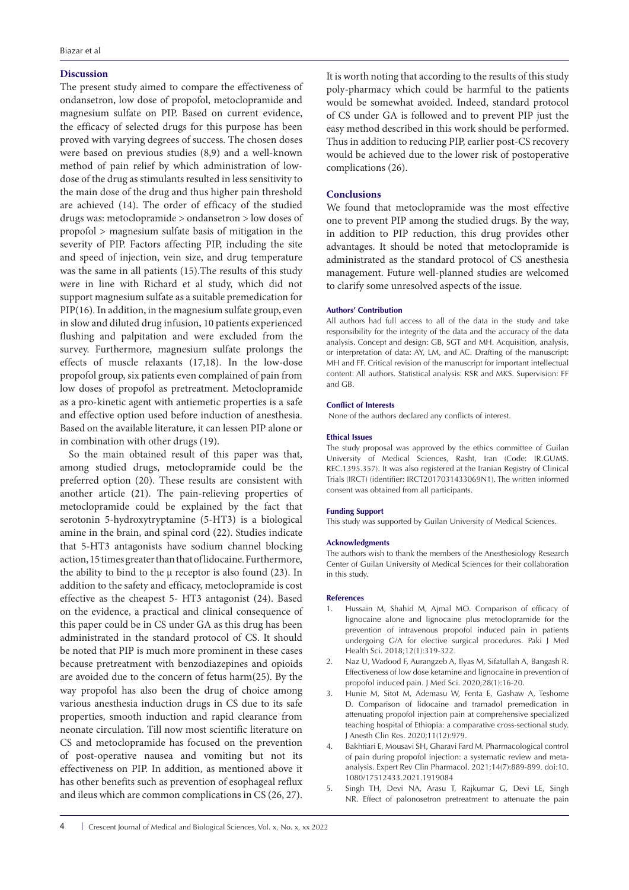## Discussion

The present study aimed to compare the effectiveness of ondansetron, low dose of propofol, metoclopramide and magnesium sulfate on PIP. Based on current evidence, the efficacy of selected drugs for this purpose has been proved with varying degrees of success. The chosen doses were based on previous studies (8,9) and a well-known method of pain relief by which administration of low-dose of the drug as stimulants resulted in less sensitivity to the main dose of the drug and thus higher pain threshold are achieved (14). The order of efficacy of the studied drugs was: metoclopramide > ondansetron > low doses of propofol > magnesium sulfate basis of mitigation in the severity of PIP. Factors affecting PIP, including the site and speed of injection, vein size, and drug temperature was the same in all patients (15).The results of this study were in line with Richard et al study, which did not support magnesium sulfate as a suitable premedication for PIP(16). In addition, in the magnesium sulfate group, even in slow and diluted drug infusion, 10 patients experienced flushing and palpitation and were excluded from the survey. Furthermore, magnesium sulfate prolongs the effects of muscle relaxants (17,18). In the low-dose propofol group, six patients even complained of pain from low doses of propofol as pretreatment. Metoclopramide as a pro-kinetic agent with antiemetic properties is a safe and effective option used before induction of anesthesia. Based on the available literature, it can lessen PIP alone or in combination with other drugs (19).

So the main obtained result of this paper was that, among studied drugs, metoclopramide could be the preferred option (20). These results are consistent with another article (21). The pain-relieving properties of metoclopramide could be explained by the fact that serotonin 5-hydroxytryptamine (5-HT3) is a biological amine in the brain, and spinal cord (22). Studies indicate that 5-HT3 antagonists have sodium channel blocking action, 15 times greater than that of lidocaine. Furthermore, the ability to bind to the μ receptor is also found (23). In addition to the safety and efficacy, metoclopramide is cost effective as the cheapest 5- HT3 antagonist (24). Based on the evidence, a practical and clinical consequence of this paper could be in CS under GA as this drug has been administrated in the standard protocol of CS. It should be noted that PIP is much more prominent in these cases because pretreatment with benzodiazepines and opioids are avoided due to the concern of fetus harm(25). By the way propofol has also been the drug of choice among various anesthesia induction drugs in CS due to its safe properties, smooth induction and rapid clearance from neonate circulation. Till now most scientific literature on CS and metoclopramide has focused on the prevention of post-operative nausea and vomiting but not its effectiveness on PIP. In addition, as mentioned above it has other benefits such as prevention of esophageal reflux and ileus which are common complications in CS (26, 27).

It is worth noting that according to the results of this study poly-pharmacy which could be harmful to the patients would be somewhat avoided. Indeed, standard protocol of CS under GA is followed and to prevent PIP just the easy method described in this work should be performed. Thus in addition to reducing PIP, earlier post-CS recovery would be achieved due to the lower risk of postoperative complications (26).

## Conclusions

We found that metoclopramide was the most effective one to prevent PIP among the studied drugs. By the way, in addition to PIP reduction, this drug provides other advantages. It should be noted that metoclopramide is administrated as the standard protocol of CS anesthesia management. Future well-planned studies are welcomed to clarify some unresolved aspects of the issue.

#### Authors' Contribution

All authors had full access to all of the data in the study and take responsibility for the integrity of the data and the accuracy of the data analysis. Concept and design: GB, SGT and MH. Acquisition, analysis, or interpretation of data: AY, LM, and AC. Drafting of the manuscript: MH and FF. Critical revision of the manuscript for important intellectual content: All authors. Statistical analysis: RSR and MKS. Supervision: FF and GB.

#### Conflict of Interests

None of the authors declared any conflicts of interest.

#### Ethical Issues

The study proposal was approved by the ethics committee of Guilan University of Medical Sciences, Rasht, Iran (Code: IR.GUMS. REC.1395.357). It was also registered at the Iranian Registry of Clinical Trials (IRCT) (identifier: IRCT2017031433069N1). The written informed consent was obtained from all participants.

#### Funding Support

This study was supported by Guilan University of Medical Sciences.

#### Acknowledgments

The authors wish to thank the members of the Anesthesiology Research Center of Guilan University of Medical Sciences for their collaboration in this study.

#### References

1. Hussain M, Shahid M, Ajmal MO. Comparison of efficacy of lignocaine alone and lignocaine plus metoclopramide for the prevention of intravenous propofol induced pain in patients undergoing G/A for elective surgical procedures. Paki J Med Health Sci. 2018;12(1):319-322.
2. Naz U, Wadood F, Aurangzeb A, Ilyas M, Sifatullah A, Bangash R. Effectiveness of low dose ketamine and lignocaine in prevention of propofol induced pain. J Med Sci. 2020;28(1):16-20.
3. Hunie M, Sitot M, Ademasu W, Fenta E, Gashaw A, Teshome D. Comparison of lidocaine and tramadol premedication in attenuating propofol injection pain at comprehensive specialized teaching hospital of Ethiopia: a comparative cross-sectional study. J Anesth Clin Res. 2020;11(12):979.
4. Bakhtiari E, Mousavi SH, Gharavi Fard M. Pharmacological control of pain during propofol injection: a systematic review and meta-analysis. Expert Rev Clin Pharmacol. 2021;14(7):889-899. doi:10.1080/17512433.2021.1919084
5. Singh TH, Devi NA, Arasu T, Rajkumar G, Devi LE, Singh NR. Effect of palonosetron pretreatment to attenuate the pain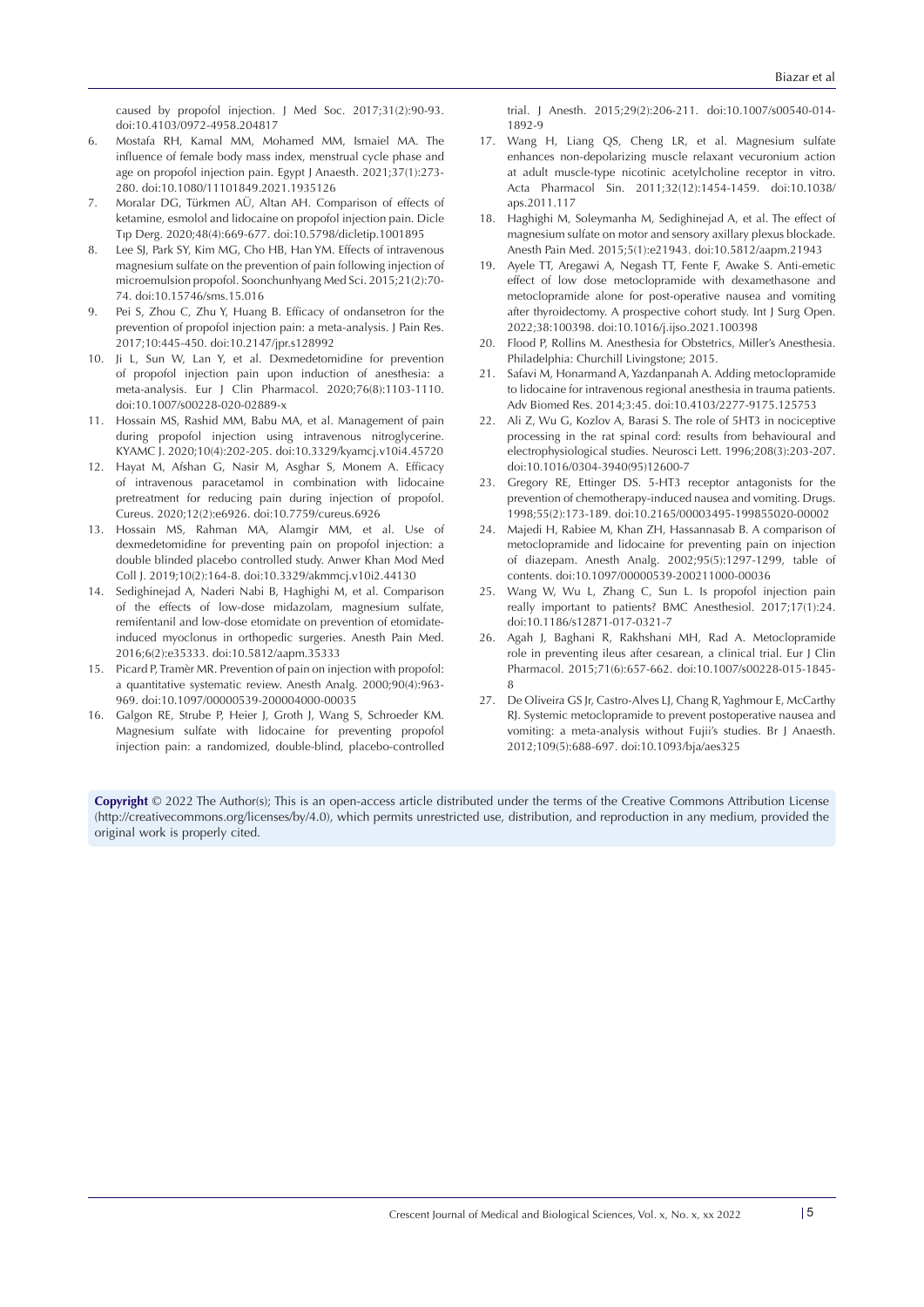caused by propofol injection. J Med Soc. 2017;31(2):90-93. doi:10.4103/0972-4958.204817

6. Mostafa RH, Kamal MM, Mohamed MM, Ismaiel MA. The influence of female body mass index, menstrual cycle phase and age on propofol injection pain. Egypt J Anaesth. 2021;37(1):273-280. doi:10.1080/11101849.2021.1935126
7. Moralar DG, Türkmen AÜ, Altan AH. Comparison of effects of ketamine, esmolol and lidocaine on propofol injection pain. Dicle Tıp Derg. 2020;48(4):669-677. doi:10.5798/dicletip.1001895
8. Lee SJ, Park SY, Kim MG, Cho HB, Han YM. Effects of intravenous magnesium sulfate on the prevention of pain following injection of microemulsion propofol. Soonchunhyang Med Sci. 2015;21(2):70-74. doi:10.15746/sms.15.016
9. Pei S, Zhou C, Zhu Y, Huang B. Efficacy of ondansetron for the prevention of propofol injection pain: a meta-analysis. J Pain Res. 2017;10:445-450. doi:10.2147/jpr.s128992
10. Ji L, Sun W, Lan Y, et al. Dexmedetomidine for prevention of propofol injection pain upon induction of anesthesia: a meta-analysis. Eur J Clin Pharmacol. 2020;76(8):1103-1110. doi:10.1007/s00228-020-02889-x
11. Hossain MS, Rashid MM, Babu MA, et al. Management of pain during propofol injection using intravenous nitroglycerine. KYAMC J. 2020;10(4):202-205. doi:10.3329/kyamcj.v10i4.45720
12. Hayat M, Afshan G, Nasir M, Asghar S, Monem A. Efficacy of intravenous paracetamol in combination with lidocaine pretreatment for reducing pain during injection of propofol. Cureus. 2020;12(2):e6926. doi:10.7759/cureus.6926
13. Hossain MS, Rahman MA, Alamgir MM, et al. Use of dexmedetomidine for preventing pain on propofol injection: a double blinded placebo controlled study. Anwer Khan Mod Med Coll J. 2019;10(2):164-8. doi:10.3329/akmmcj.v10i2.44130
14. Sedighinejad A, Naderi Nabi B, Haghighi M, et al. Comparison of the effects of low-dose midazolam, magnesium sulfate, remifentanil and low-dose etomidate on prevention of etomidate-induced myoclonus in orthopedic surgeries. Anesth Pain Med. 2016;6(2):e35333. doi:10.5812/aapm.35333
15. Picard P, Tramèr MR. Prevention of pain on injection with propofol: a quantitative systematic review. Anesth Analg. 2000;90(4):963-969. doi:10.1097/00000539-200004000-00035
16. Galgon RE, Strube P, Heier J, Groth J, Wang S, Schroeder KM. Magnesium sulfate with lidocaine for preventing propofol injection pain: a randomized, double-blind, placebo-controlled trial. J Anesth. 2015;29(2):206-211. doi:10.1007/s00540-014-1892-9
17. Wang H, Liang QS, Cheng LR, et al. Magnesium sulfate enhances non-depolarizing muscle relaxant vecuronium action at adult muscle-type nicotinic acetylcholine receptor in vitro. Acta Pharmacol Sin. 2011;32(12):1454-1459. doi:10.1038/aps.2011.117
18. Haghighi M, Soleymanha M, Sedighinejad A, et al. The effect of magnesium sulfate on motor and sensory axillary plexus blockade. Anesth Pain Med. 2015;5(1):e21943. doi:10.5812/aapm.21943
19. Ayele TT, Aregawi A, Negash TT, Fente F, Awake S. Anti-emetic effect of low dose metoclopramide with dexamethasone and metoclopramide alone for post-operative nausea and vomiting after thyroidectomy. A prospective cohort study. Int J Surg Open. 2022;38:100398. doi:10.1016/j.ijso.2021.100398
20. Flood P, Rollins M. Anesthesia for Obstetrics, Miller's Anesthesia. Philadelphia: Churchill Livingstone; 2015.
21. Safavi M, Honarmand A, Yazdanpanah A. Adding metoclopramide to lidocaine for intravenous regional anesthesia in trauma patients. Adv Biomed Res. 2014;3:45. doi:10.4103/2277-9175.125753
22. Ali Z, Wu G, Kozlov A, Barasi S. The role of 5HT3 in nociceptive processing in the rat spinal cord: results from behavioural and electrophysiological studies. Neurosci Lett. 1996;208(3):203-207. doi:10.1016/0304-3940(95)12600-7
23. Gregory RE, Ettinger DS. 5-HT3 receptor antagonists for the prevention of chemotherapy-induced nausea and vomiting. Drugs. 1998;55(2):173-189. doi:10.2165/00003495-199855020-00002
24. Majedi H, Rabiee M, Khan ZH, Hassannasab B. A comparison of metoclopramide and lidocaine for preventing pain on injection of diazepam. Anesth Analg. 2002;95(5):1297-1299, table of contents. doi:10.1097/00000539-200211000-00036
25. Wang W, Wu L, Zhang C, Sun L. Is propofol injection pain really important to patients? BMC Anesthesiol. 2017;17(1):24. doi:10.1186/s12871-017-0321-7
26. Agah J, Baghani R, Rakhshani MH, Rad A. Metoclopramide role in preventing ileus after cesarean, a clinical trial. Eur J Clin Pharmacol. 2015;71(6):657-662. doi:10.1007/s00228-015-1845-8
27. De Oliveira GS Jr, Castro-Alves LJ, Chang R, Yaghmour E, McCarthy RJ. Systemic metoclopramide to prevent postoperative nausea and vomiting: a meta-analysis without Fujii's studies. Br J Anaesth. 2012;109(5):688-697. doi:10.1093/bja/aes325

**Copyright** © 2022 The Author(s); This is an open-access article distributed under the terms of the Creative Commons Attribution License (http://creativecommons.org/licenses/by/4.0), which permits unrestricted use, distribution, and reproduction in any medium, provided the original work is properly cited.